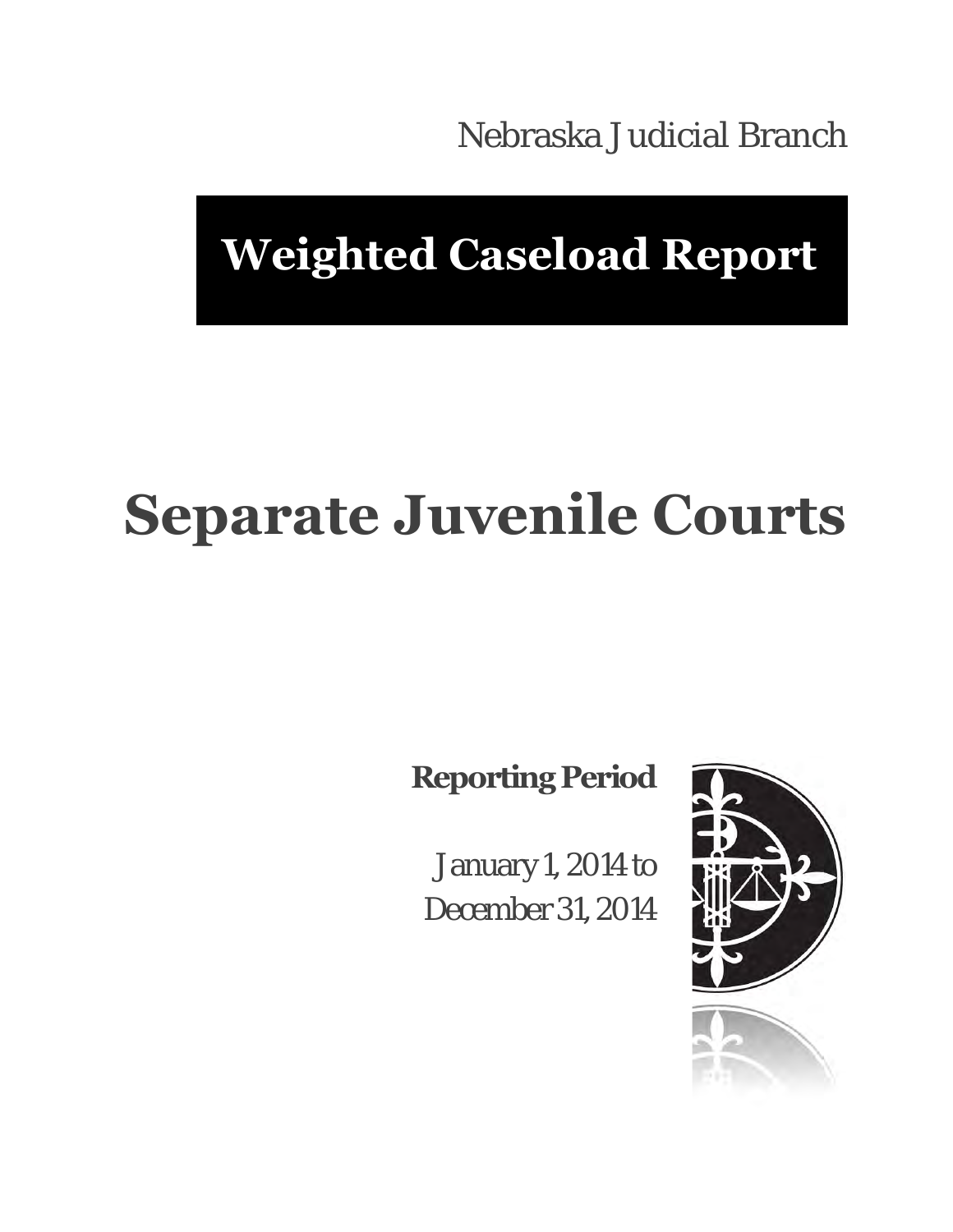Nebraska Judicial Branch

# Weighted Caseload Report

# Separate Juvenile Courts

**Reporting Period**

January 1, 2014 to
December 31, 2014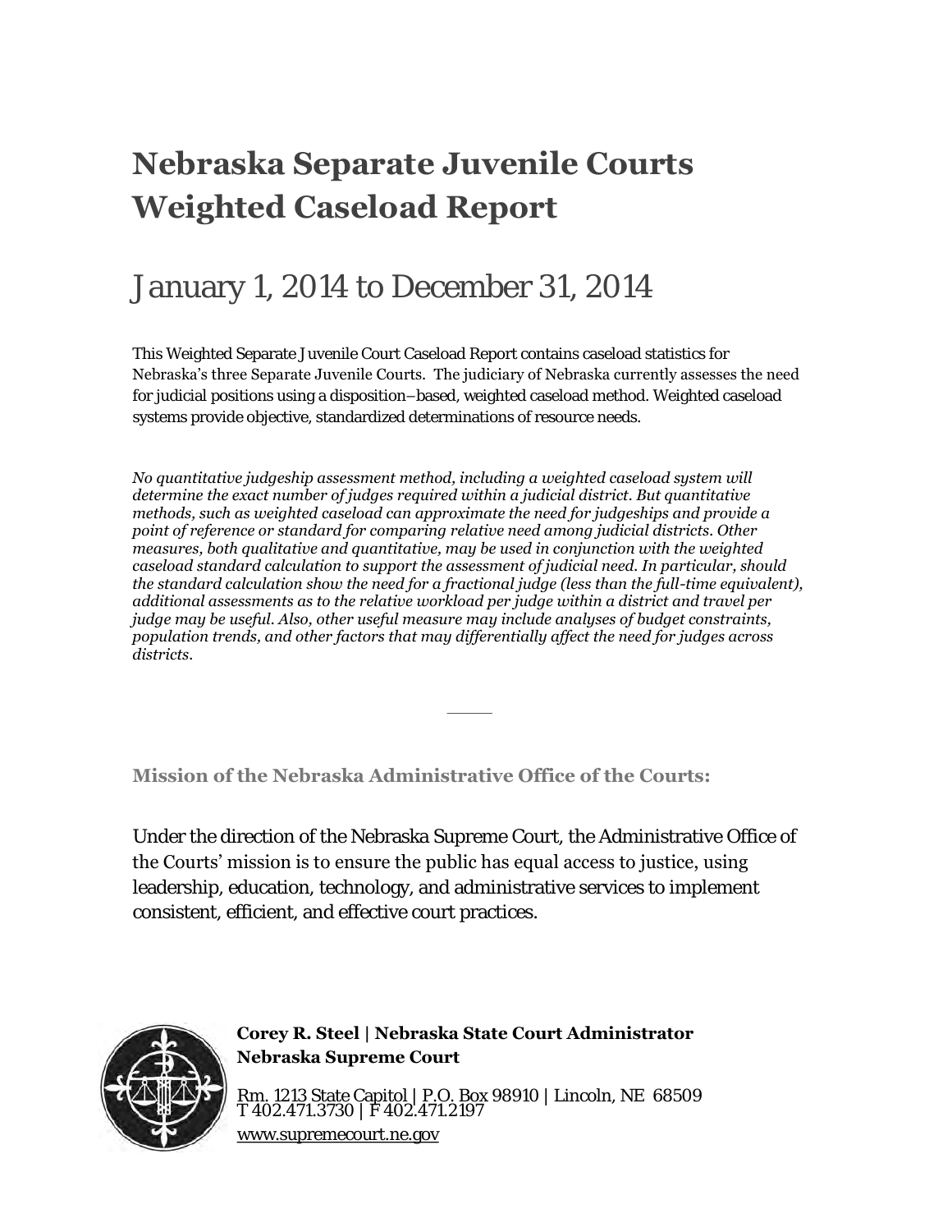# Nebraska Separate Juvenile Courts Weighted Caseload Report

# January 1, 2014 to December 31, 2014

This Weighted Separate Juvenile Court Caseload Report contains caseload statistics for Nebraska's three Separate Juvenile Courts. The judiciary of Nebraska currently assesses the need for judicial positions using a disposition–based, weighted caseload method. Weighted caseload systems provide objective, standardized determinations of resource needs.

*No quantitative judgeship assessment method, including a weighted caseload system will determine the exact number of judges required within a judicial district. But quantitative methods, such as weighted caseload can approximate the need for judgeships and provide a point of reference or standard for comparing relative need among judicial districts. Other measures, both qualitative and quantitative, may be used in conjunction with the weighted caseload standard calculation to support the assessment of judicial need. In particular, should the standard calculation show the need for a fractional judge (less than the full-time equivalent), additional assessments as to the relative workload per judge within a district and travel per judge may be useful. Also, other useful measure may include analyses of budget constraints, population trends, and other factors that may differentially affect the need for judges across districts.*

---

### Mission of the Nebraska Administrative Office of the Courts:

Under the direction of the Nebraska Supreme Court, the Administrative Office of the Courts' mission is to ensure the public has equal access to justice, using leadership, education, technology, and administrative services to implement consistent, efficient, and effective court practices.

**Corey R. Steel | Nebraska State Court Administrator**
**Nebraska Supreme Court**

Rm. 1213 State Capitol | P.O. Box 98910 | Lincoln, NE 68509
T 402.471.3730 | F 402.471.2197
www.supremecourt.ne.gov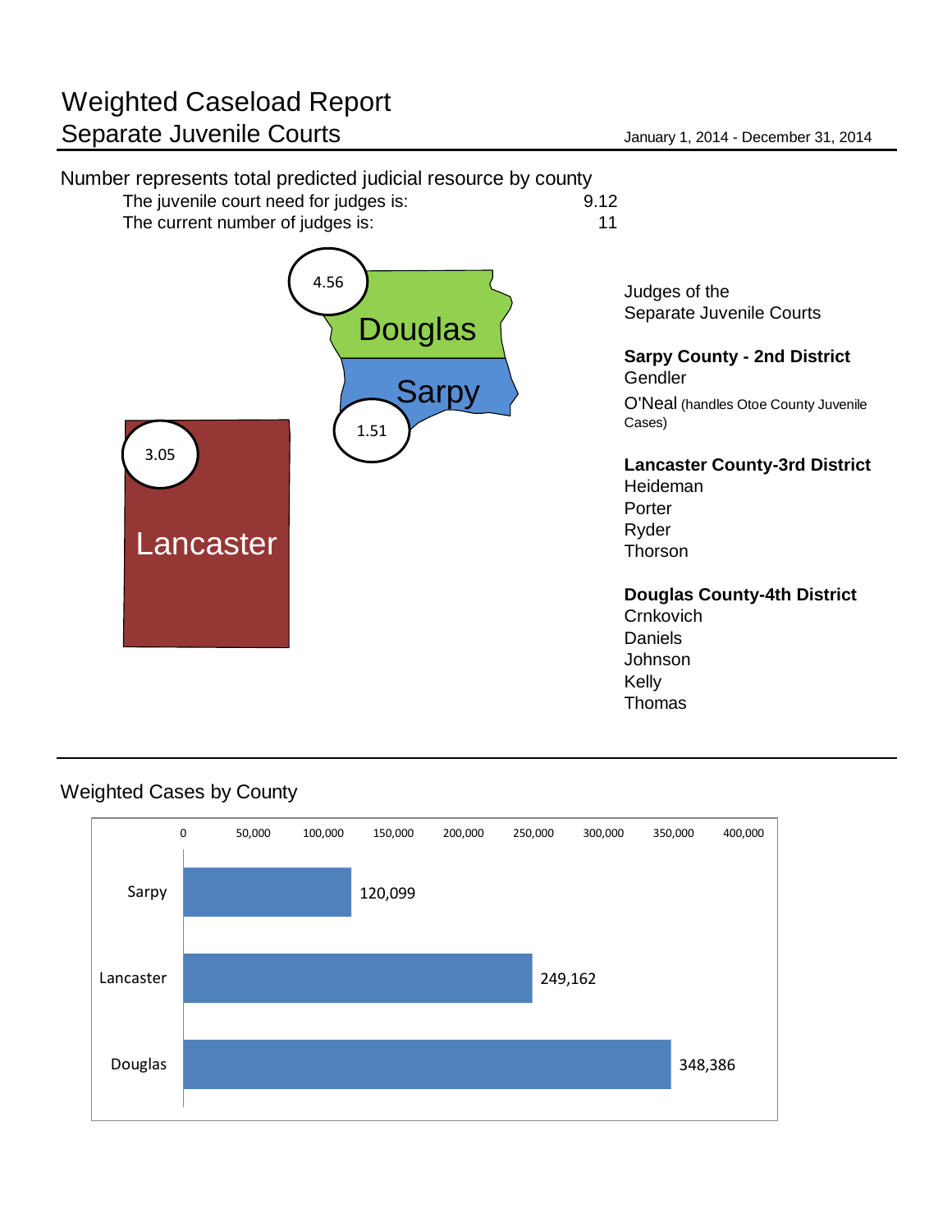# Weighted Caseload Report

## Separate Juvenile Courts

January 1, 2014 - December 31, 2014

Number represents total predicted judicial resource by county

The juvenile court need for judges is: 9.12

The current number of judges is: 11

4.56

Douglas

Sarpy

1.51

3.05

Lancaster

Judges of the Separate Juvenile Courts

**Sarpy County - 2nd District**

Gendler

O'Neal (handles Otoe County Juvenile Cases)

**Lancaster County-3rd District**

Heideman

Porter

Ryder

Thorson

**Douglas County-4th District**

Crnkovich

Daniels

Johnson

Kelly

Thomas

## Weighted Cases by County

0
50,000
100,000
150,000
200,000
250,000
300,000
350,000
400,000

Sarpy
120,099

Lancaster
249,162

Douglas
348,386